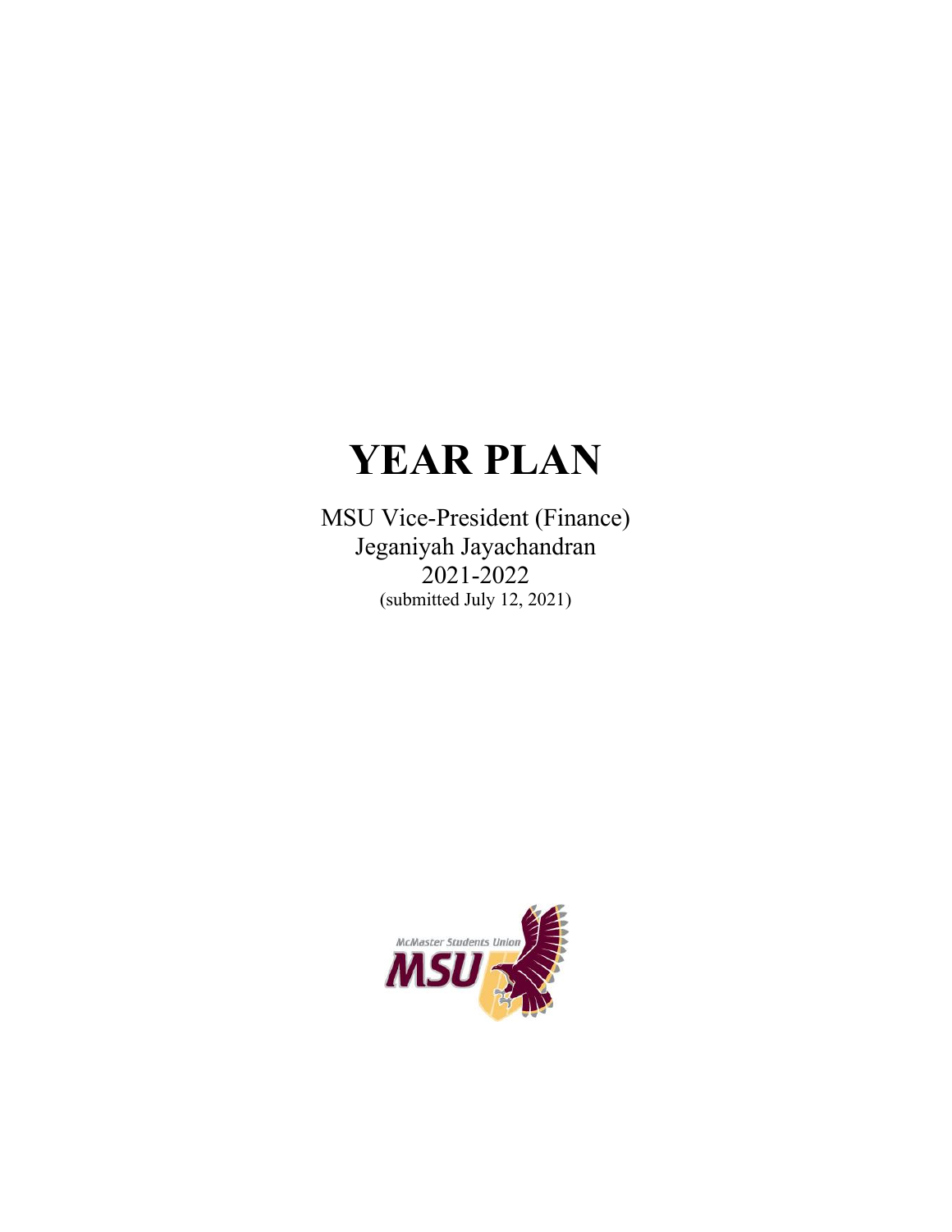# YEAR PLAN

MSU Vice-President (Finance)
Jeganiyah Jayachandran
2021-2022
(submitted July 12, 2021)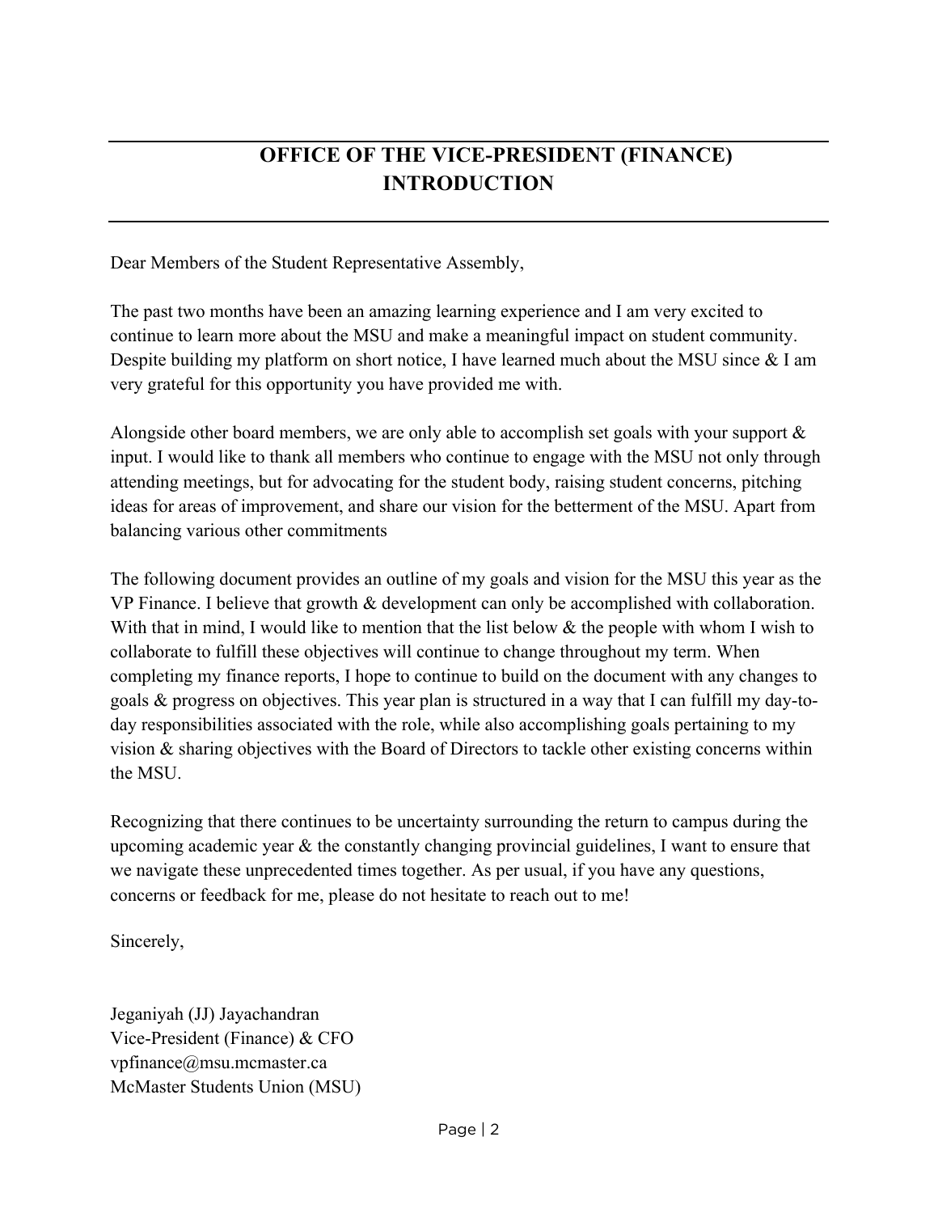# OFFICE OF THE VICE-PRESIDENT (FINANCE)
# INTRODUCTION

Dear Members of the Student Representative Assembly,

The past two months have been an amazing learning experience and I am very excited to continue to learn more about the MSU and make a meaningful impact on student community. Despite building my platform on short notice, I have learned much about the MSU since & I am very grateful for this opportunity you have provided me with.

Alongside other board members, we are only able to accomplish set goals with your support & input. I would like to thank all members who continue to engage with the MSU not only through attending meetings, but for advocating for the student body, raising student concerns, pitching ideas for areas of improvement, and share our vision for the betterment of the MSU. Apart from balancing various other commitments

The following document provides an outline of my goals and vision for the MSU this year as the VP Finance. I believe that growth & development can only be accomplished with collaboration. With that in mind, I would like to mention that the list below & the people with whom I wish to collaborate to fulfill these objectives will continue to change throughout my term. When completing my finance reports, I hope to continue to build on the document with any changes to goals & progress on objectives. This year plan is structured in a way that I can fulfill my day-to-day responsibilities associated with the role, while also accomplishing goals pertaining to my vision & sharing objectives with the Board of Directors to tackle other existing concerns within the MSU.

Recognizing that there continues to be uncertainty surrounding the return to campus during the upcoming academic year & the constantly changing provincial guidelines, I want to ensure that we navigate these unprecedented times together. As per usual, if you have any questions, concerns or feedback for me, please do not hesitate to reach out to me!

Sincerely,

Jeganiyah (JJ) Jayachandran
Vice-President (Finance) & CFO
vpfinance@msu.mcmaster.ca
McMaster Students Union (MSU)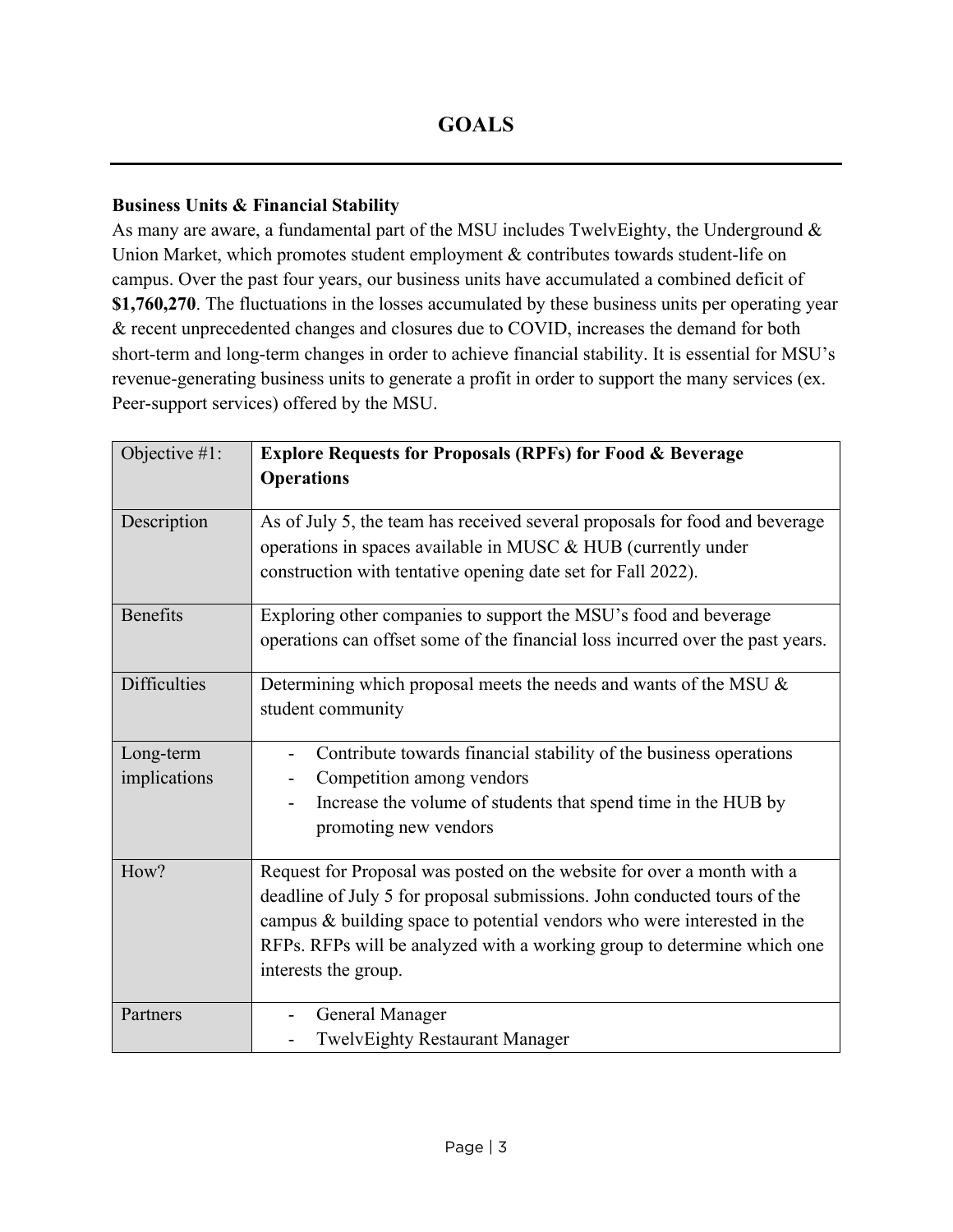# GOALS

**Business Units & Financial Stability**

As many are aware, a fundamental part of the MSU includes TwelvEighty, the Underground & Union Market, which promotes student employment & contributes towards student-life on campus. Over the past four years, our business units have accumulated a combined deficit of **$1,760,270**. The fluctuations in the losses accumulated by these business units per operating year & recent unprecedented changes and closures due to COVID, increases the demand for both short-term and long-term changes in order to achieve financial stability. It is essential for MSU's revenue-generating business units to generate a profit in order to support the many services (ex. Peer-support services) offered by the MSU.

| Objective #1: | **Explore Requests for Proposals (RPFs) for Food & Beverage Operations** |
|---|---|
| Description | As of July 5, the team has received several proposals for food and beverage operations in spaces available in MUSC & HUB (currently under construction with tentative opening date set for Fall 2022). |
| Benefits | Exploring other companies to support the MSU's food and beverage operations can offset some of the financial loss incurred over the past years. |
| Difficulties | Determining which proposal meets the needs and wants of the MSU & student community |
| Long-term implications | - Contribute towards financial stability of the business operations<br>- Competition among vendors<br>- Increase the volume of students that spend time in the HUB by promoting new vendors |
| How? | Request for Proposal was posted on the website for over a month with a deadline of July 5 for proposal submissions. John conducted tours of the campus & building space to potential vendors who were interested in the RFPs. RFPs will be analyzed with a working group to determine which one interests the group. |
| Partners | - General Manager<br>- TwelvEighty Restaurant Manager |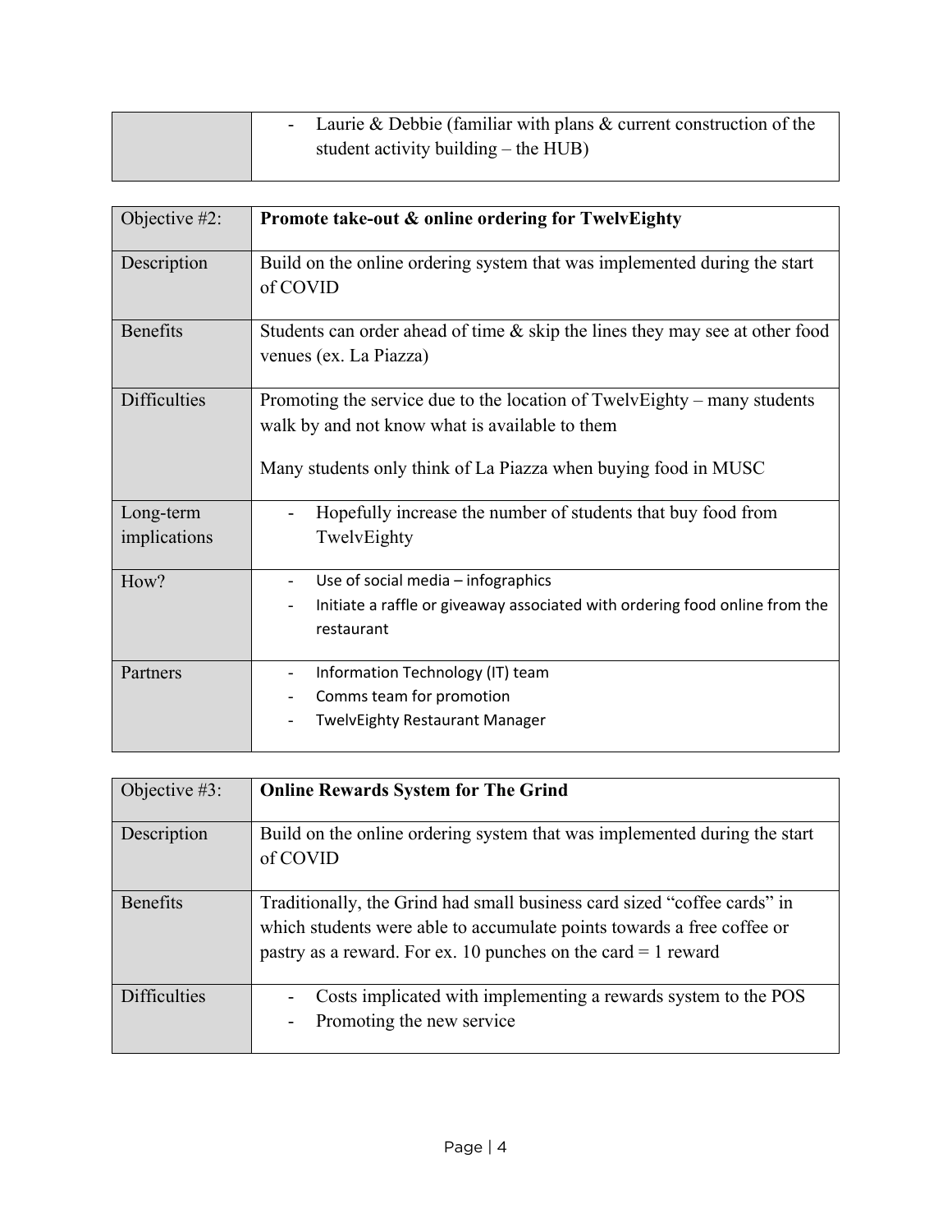| | |
|---|---|
| | - Laurie & Debbie (familiar with plans & current construction of the student activity building – the HUB) |

| Objective #2: | **Promote take-out & online ordering for TwelvEighty** |
|---|---|
| Description | Build on the online ordering system that was implemented during the start of COVID |
| Benefits | Students can order ahead of time & skip the lines they may see at other food venues (ex. La Piazza) |
| Difficulties | Promoting the service due to the location of TwelvEighty – many students walk by and not know what is available to them<br><br>Many students only think of La Piazza when buying food in MUSC |
| Long-term implications | - Hopefully increase the number of students that buy food from TwelvEighty |
| How? | - Use of social media – infographics<br>- Initiate a raffle or giveaway associated with ordering food online from the restaurant |
| Partners | - Information Technology (IT) team<br>- Comms team for promotion<br>- TwelvEighty Restaurant Manager |

| Objective #3: | **Online Rewards System for The Grind** |
|---|---|
| Description | Build on the online ordering system that was implemented during the start of COVID |
| Benefits | Traditionally, the Grind had small business card sized "coffee cards" in which students were able to accumulate points towards a free coffee or pastry as a reward. For ex. 10 punches on the card = 1 reward |
| Difficulties | - Costs implicated with implementing a rewards system to the POS<br>- Promoting the new service |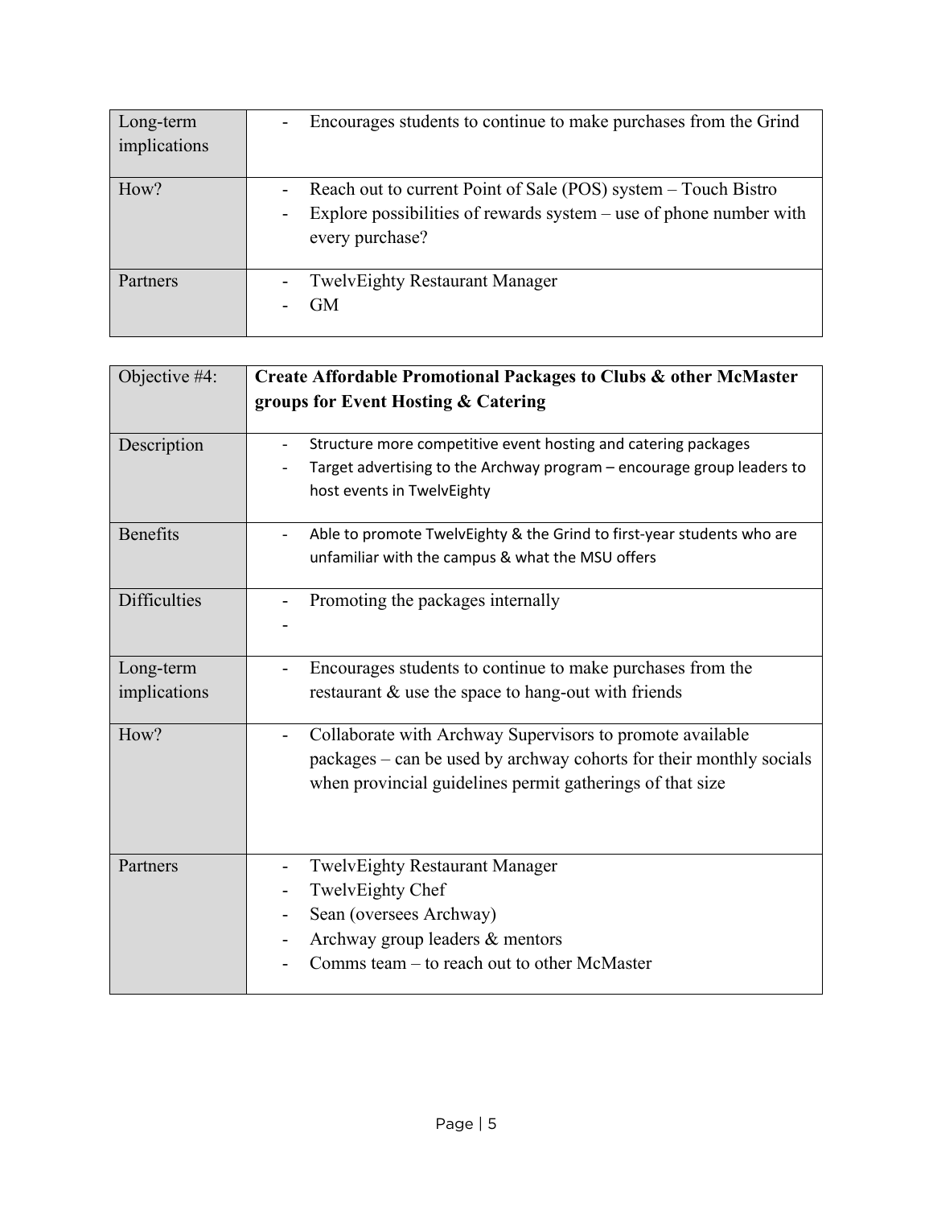| Long-term implications | - Encourages students to continue to make purchases from the Grind |
|---|---|
| How? | - Reach out to current Point of Sale (POS) system – Touch Bistro<br>- Explore possibilities of rewards system – use of phone number with every purchase? |
| Partners | - TwelvEighty Restaurant Manager<br>- GM |

| Objective #4: | **Create Affordable Promotional Packages to Clubs & other McMaster groups for Event Hosting & Catering** |
|---|---|
| Description | - Structure more competitive event hosting and catering packages<br>- Target advertising to the Archway program – encourage group leaders to host events in TwelvEighty |
| Benefits | - Able to promote TwelvEighty & the Grind to first-year students who are unfamiliar with the campus & what the MSU offers |
| Difficulties | - Promoting the packages internally<br>- |
| Long-term implications | - Encourages students to continue to make purchases from the restaurant & use the space to hang-out with friends |
| How? | - Collaborate with Archway Supervisors to promote available packages – can be used by archway cohorts for their monthly socials when provincial guidelines permit gatherings of that size |
| Partners | - TwelvEighty Restaurant Manager<br>- TwelvEighty Chef<br>- Sean (oversees Archway)<br>- Archway group leaders & mentors<br>- Comms team – to reach out to other McMaster |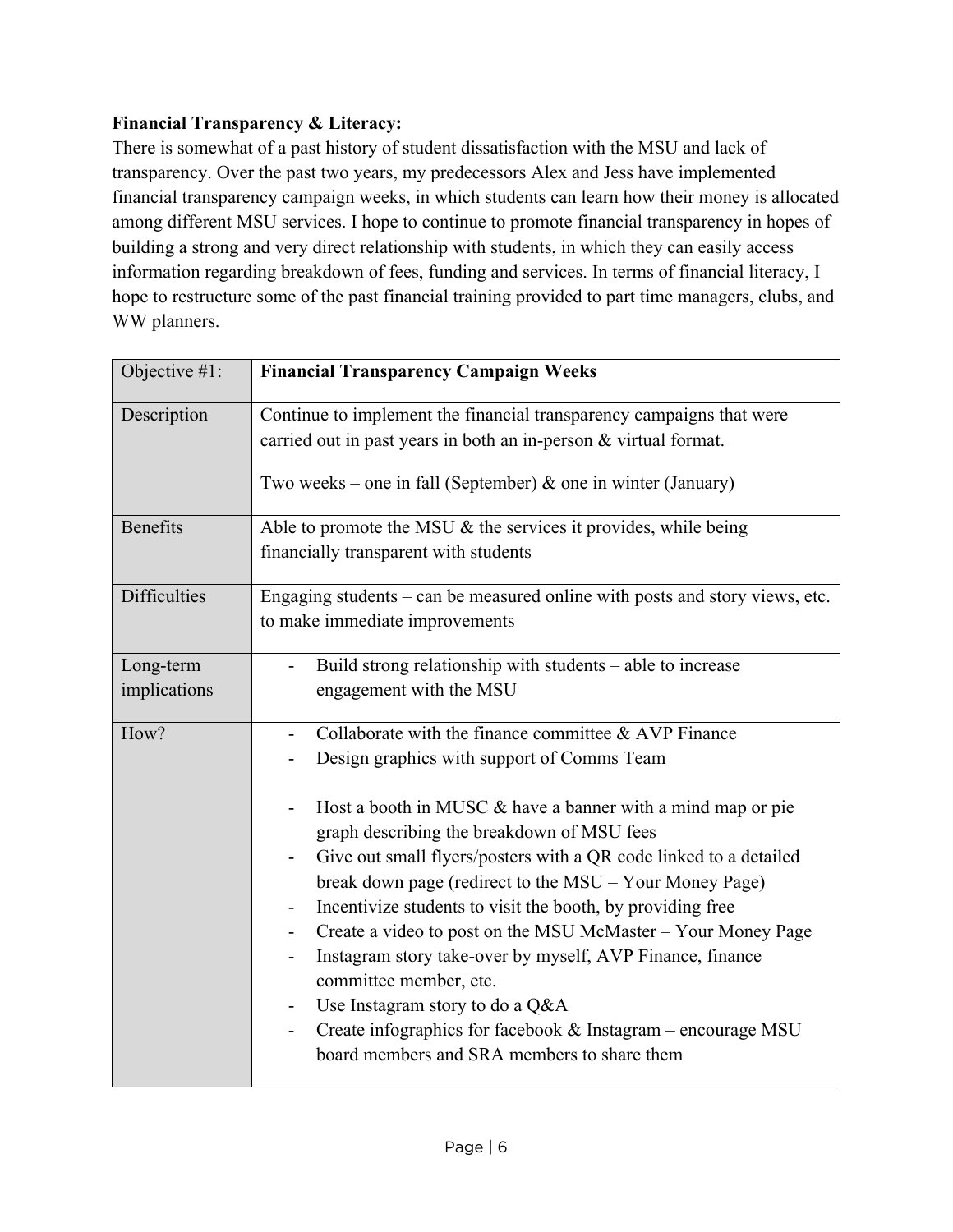**Financial Transparency & Literacy:**

There is somewhat of a past history of student dissatisfaction with the MSU and lack of transparency. Over the past two years, my predecessors Alex and Jess have implemented financial transparency campaign weeks, in which students can learn how their money is allocated among different MSU services. I hope to continue to promote financial transparency in hopes of building a strong and very direct relationship with students, in which they can easily access information regarding breakdown of fees, funding and services. In terms of financial literacy, I hope to restructure some of the past financial training provided to part time managers, clubs, and WW planners.

| Objective #1: | **Financial Transparency Campaign Weeks** |
|---|---|
| Description | Continue to implement the financial transparency campaigns that were carried out in past years in both an in-person & virtual format.<br><br>Two weeks – one in fall (September) & one in winter (January) |
| Benefits | Able to promote the MSU & the services it provides, while being financially transparent with students |
| Difficulties | Engaging students – can be measured online with posts and story views, etc. to make immediate improvements |
| Long-term implications | - Build strong relationship with students – able to increase engagement with the MSU |
| How? | - Collaborate with the finance committee & AVP Finance<br>- Design graphics with support of Comms Team<br><br>- Host a booth in MUSC & have a banner with a mind map or pie graph describing the breakdown of MSU fees<br>- Give out small flyers/posters with a QR code linked to a detailed break down page (redirect to the MSU – Your Money Page)<br>- Incentivize students to visit the booth, by providing free<br>- Create a video to post on the MSU McMaster – Your Money Page<br>- Instagram story take-over by myself, AVP Finance, finance committee member, etc.<br>- Use Instagram story to do a Q&A<br>- Create infographics for facebook & Instagram – encourage MSU board members and SRA members to share them |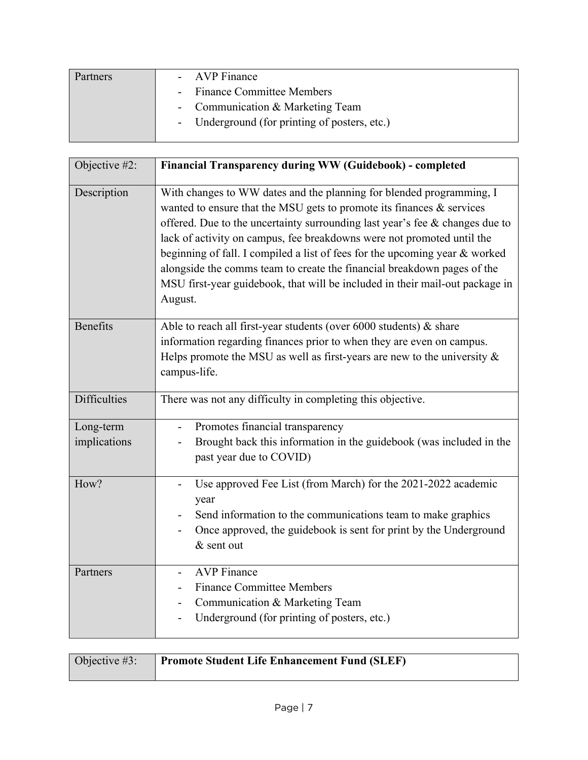| Partners | - AVP Finance<br>- Finance Committee Members<br>- Communication & Marketing Team<br>- Underground (for printing of posters, etc.) |
|---|---|

| Objective #2: | **Financial Transparency during WW (Guidebook) - completed** |
|---|---|
| Description | With changes to WW dates and the planning for blended programming, I wanted to ensure that the MSU gets to promote its finances & services offered. Due to the uncertainty surrounding last year's fee & changes due to lack of activity on campus, fee breakdowns were not promoted until the beginning of fall. I compiled a list of fees for the upcoming year & worked alongside the comms team to create the financial breakdown pages of the MSU first-year guidebook, that will be included in their mail-out package in August. |
| Benefits | Able to reach all first-year students (over 6000 students) & share information regarding finances prior to when they are even on campus. Helps promote the MSU as well as first-years are new to the university & campus-life. |
| Difficulties | There was not any difficulty in completing this objective. |
| Long-term implications | - Promotes financial transparency<br>- Brought back this information in the guidebook (was included in the past year due to COVID) |
| How? | - Use approved Fee List (from March) for the 2021-2022 academic year<br>- Send information to the communications team to make graphics<br>- Once approved, the guidebook is sent for print by the Underground & sent out |
| Partners | - AVP Finance<br>- Finance Committee Members<br>- Communication & Marketing Team<br>- Underground (for printing of posters, etc.) |

| Objective #3: | **Promote Student Life Enhancement Fund (SLEF)** |
|---|---|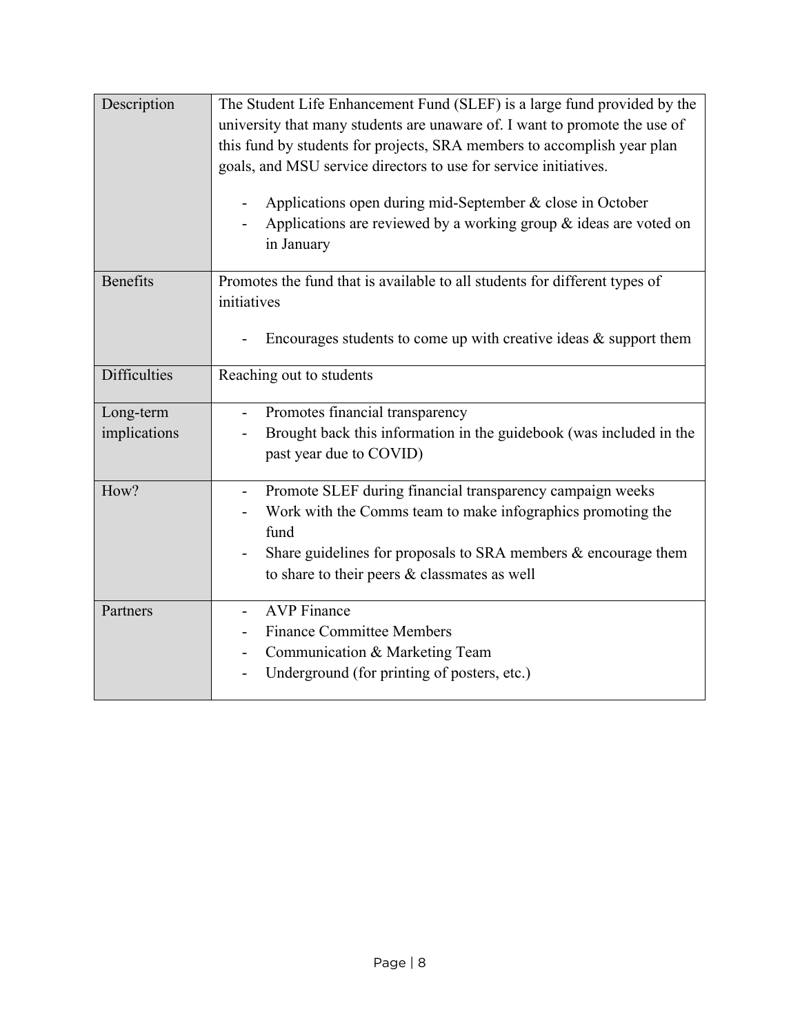| | |
|---|---|
| Description | The Student Life Enhancement Fund (SLEF) is a large fund provided by the university that many students are unaware of. I want to promote the use of this fund by students for projects, SRA members to accomplish year plan goals, and MSU service directors to use for service initiatives.<br><br>- Applications open during mid-September & close in October<br>- Applications are reviewed by a working group & ideas are voted on in January |
| Benefits | Promotes the fund that is available to all students for different types of initiatives<br><br>- Encourages students to come up with creative ideas & support them |
| Difficulties | Reaching out to students |
| Long-term implications | - Promotes financial transparency<br>- Brought back this information in the guidebook (was included in the past year due to COVID) |
| How? | - Promote SLEF during financial transparency campaign weeks<br>- Work with the Comms team to make infographics promoting the fund<br>- Share guidelines for proposals to SRA members & encourage them to share to their peers & classmates as well |
| Partners | - AVP Finance<br>- Finance Committee Members<br>- Communication & Marketing Team<br>- Underground (for printing of posters, etc.) |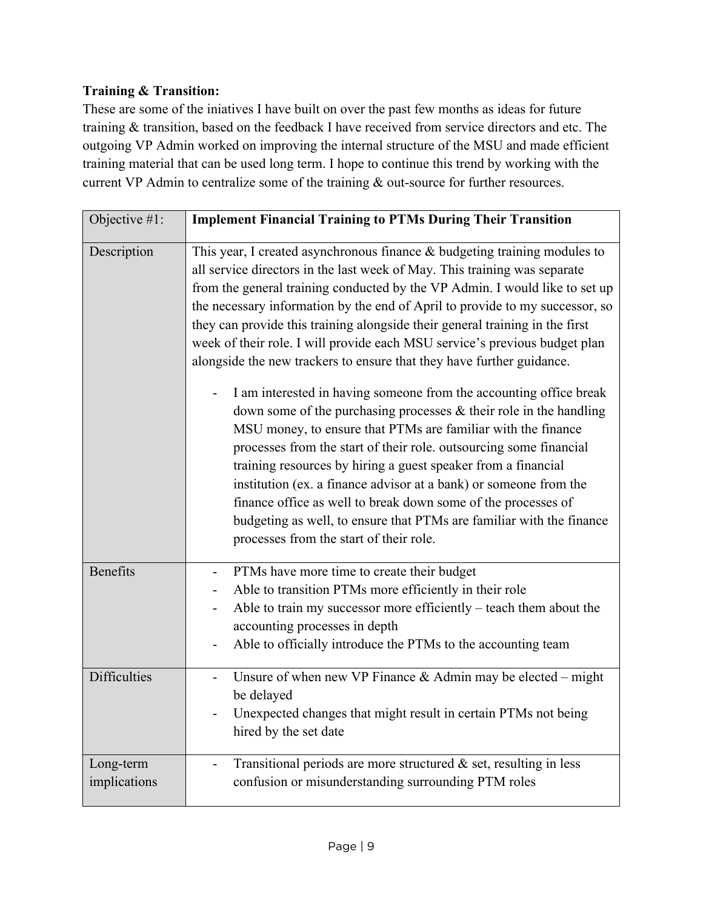**Training & Transition:**

These are some of the iniatives I have built on over the past few months as ideas for future training & transition, based on the feedback I have received from service directors and etc. The outgoing VP Admin worked on improving the internal structure of the MSU and made efficient training material that can be used long term. I hope to continue this trend by working with the current VP Admin to centralize some of the training & out-source for further resources.

| Objective #1: | **Implement Financial Training to PTMs During Their Transition** |
|---|---|
| Description | This year, I created asynchronous finance & budgeting training modules to all service directors in the last week of May. This training was separate from the general training conducted by the VP Admin. I would like to set up the necessary information by the end of April to provide to my successor, so they can provide this training alongside their general training in the first week of their role. I will provide each MSU service's previous budget plan alongside the new trackers to ensure that they have further guidance.<br><br>- I am interested in having someone from the accounting office break down some of the purchasing processes & their role in the handling MSU money, to ensure that PTMs are familiar with the finance processes from the start of their role. outsourcing some financial training resources by hiring a guest speaker from a financial institution (ex. a finance advisor at a bank) or someone from the finance office as well to break down some of the processes of budgeting as well, to ensure that PTMs are familiar with the finance processes from the start of their role. |
| Benefits | - PTMs have more time to create their budget<br>- Able to transition PTMs more efficiently in their role<br>- Able to train my successor more efficiently – teach them about the accounting processes in depth<br>- Able to officially introduce the PTMs to the accounting team |
| Difficulties | - Unsure of when new VP Finance & Admin may be elected – might be delayed<br>- Unexpected changes that might result in certain PTMs not being hired by the set date |
| Long-term implications | - Transitional periods are more structured & set, resulting in less confusion or misunderstanding surrounding PTM roles |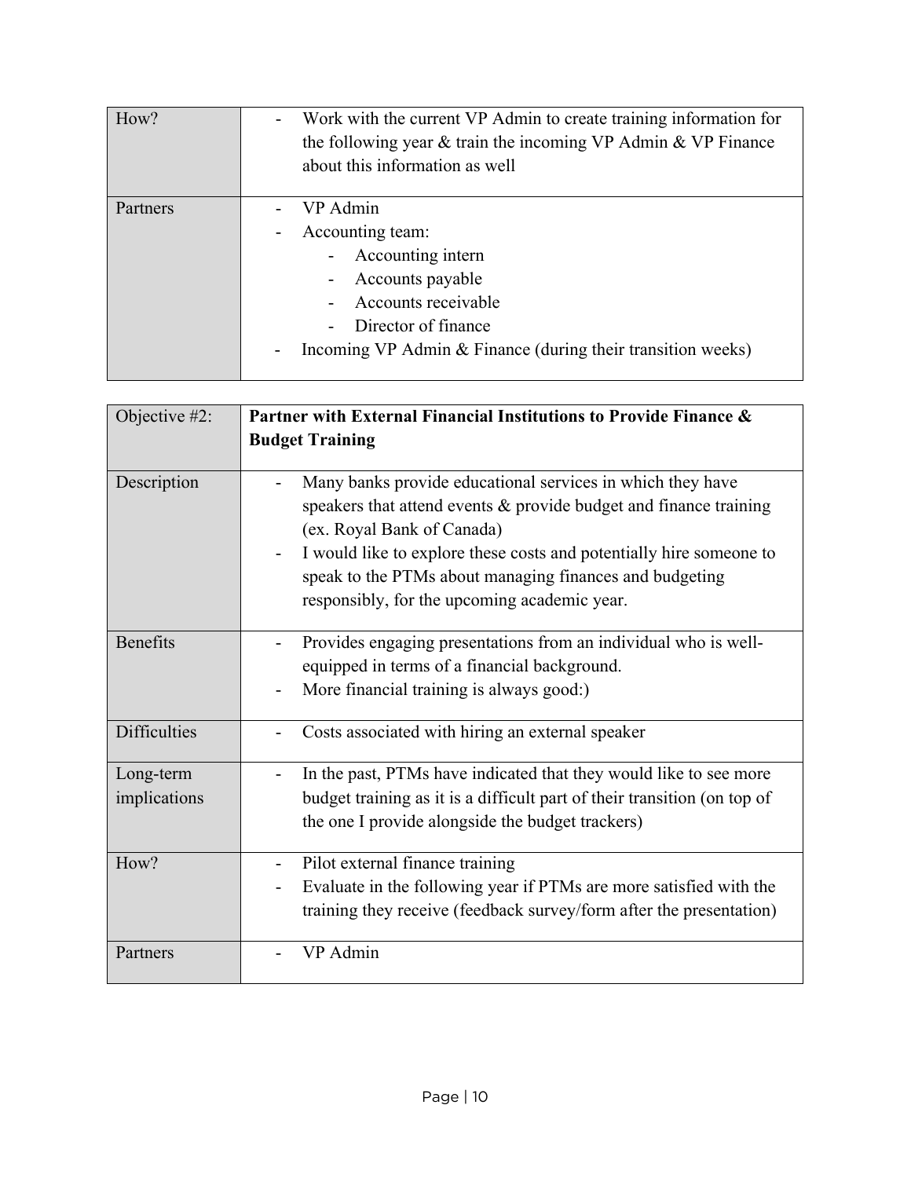| How? | - Work with the current VP Admin to create training information for the following year & train the incoming VP Admin & VP Finance about this information as well |
|---|---|
| Partners | - VP Admin<br>- Accounting team:<br>&nbsp;&nbsp;&nbsp;&nbsp;- Accounting intern<br>&nbsp;&nbsp;&nbsp;&nbsp;- Accounts payable<br>&nbsp;&nbsp;&nbsp;&nbsp;- Accounts receivable<br>&nbsp;&nbsp;&nbsp;&nbsp;- Director of finance<br>- Incoming VP Admin & Finance (during their transition weeks) |

| Objective #2: | **Partner with External Financial Institutions to Provide Finance & Budget Training** |
|---|---|
| Description | - Many banks provide educational services in which they have speakers that attend events & provide budget and finance training (ex. Royal Bank of Canada)<br>- I would like to explore these costs and potentially hire someone to speak to the PTMs about managing finances and budgeting responsibly, for the upcoming academic year. |
| Benefits | - Provides engaging presentations from an individual who is well-equipped in terms of a financial background.<br>- More financial training is always good:) |
| Difficulties | - Costs associated with hiring an external speaker |
| Long-term implications | - In the past, PTMs have indicated that they would like to see more budget training as it is a difficult part of their transition (on top of the one I provide alongside the budget trackers) |
| How? | - Pilot external finance training<br>- Evaluate in the following year if PTMs are more satisfied with the training they receive (feedback survey/form after the presentation) |
| Partners | - VP Admin |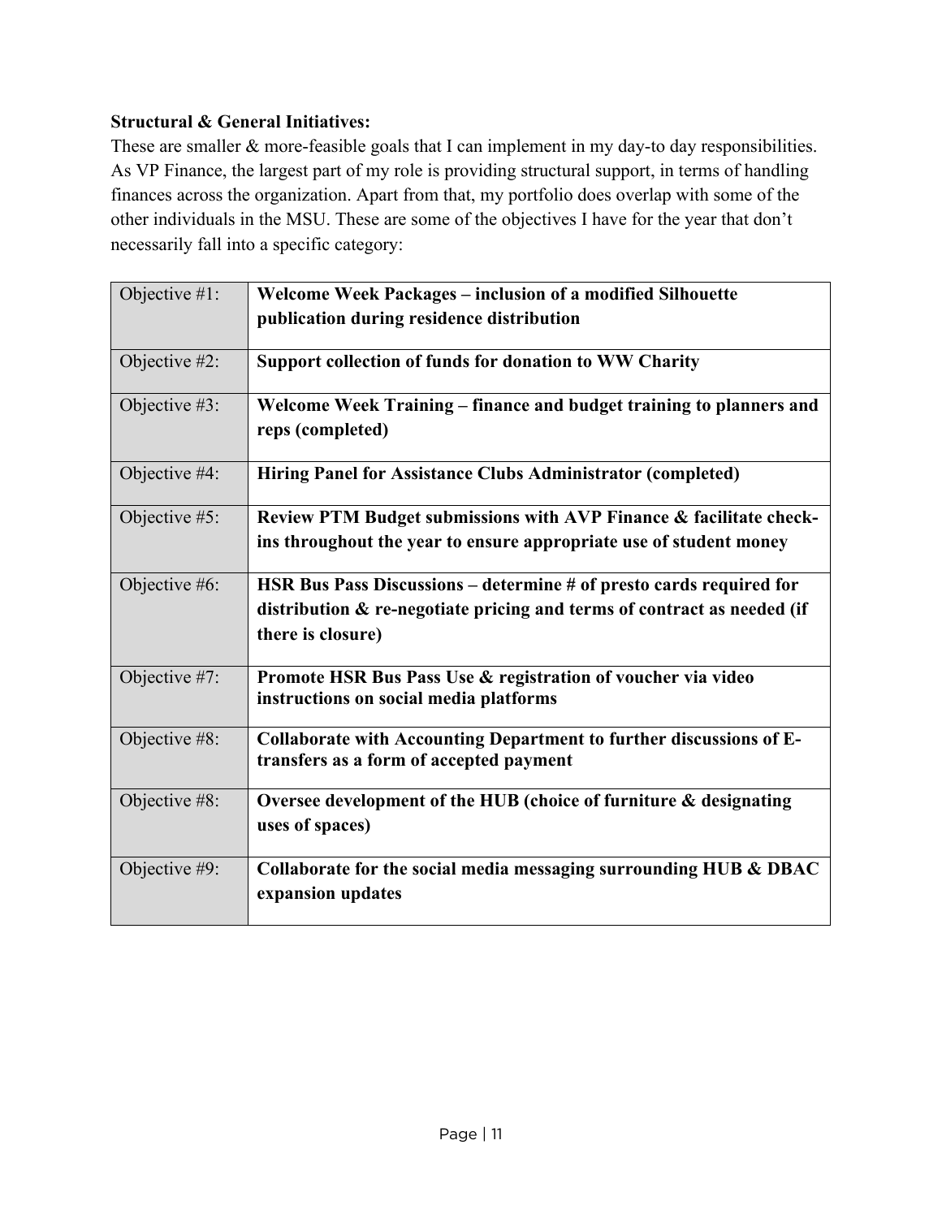**Structural & General Initiatives:**

These are smaller & more-feasible goals that I can implement in my day-to day responsibilities. As VP Finance, the largest part of my role is providing structural support, in terms of handling finances across the organization. Apart from that, my portfolio does overlap with some of the other individuals in the MSU. These are some of the objectives I have for the year that don't necessarily fall into a specific category:

| | |
|---|---|
| Objective #1: | **Welcome Week Packages – inclusion of a modified Silhouette publication during residence distribution** |
| Objective #2: | **Support collection of funds for donation to WW Charity** |
| Objective #3: | **Welcome Week Training – finance and budget training to planners and reps (completed)** |
| Objective #4: | **Hiring Panel for Assistance Clubs Administrator (completed)** |
| Objective #5: | **Review PTM Budget submissions with AVP Finance & facilitate check-ins throughout the year to ensure appropriate use of student money** |
| Objective #6: | **HSR Bus Pass Discussions – determine # of presto cards required for distribution & re-negotiate pricing and terms of contract as needed (if there is closure)** |
| Objective #7: | **Promote HSR Bus Pass Use & registration of voucher via video instructions on social media platforms** |
| Objective #8: | **Collaborate with Accounting Department to further discussions of E-transfers as a form of accepted payment** |
| Objective #8: | **Oversee development of the HUB (choice of furniture & designating uses of spaces)** |
| Objective #9: | **Collaborate for the social media messaging surrounding HUB & DBAC expansion updates** |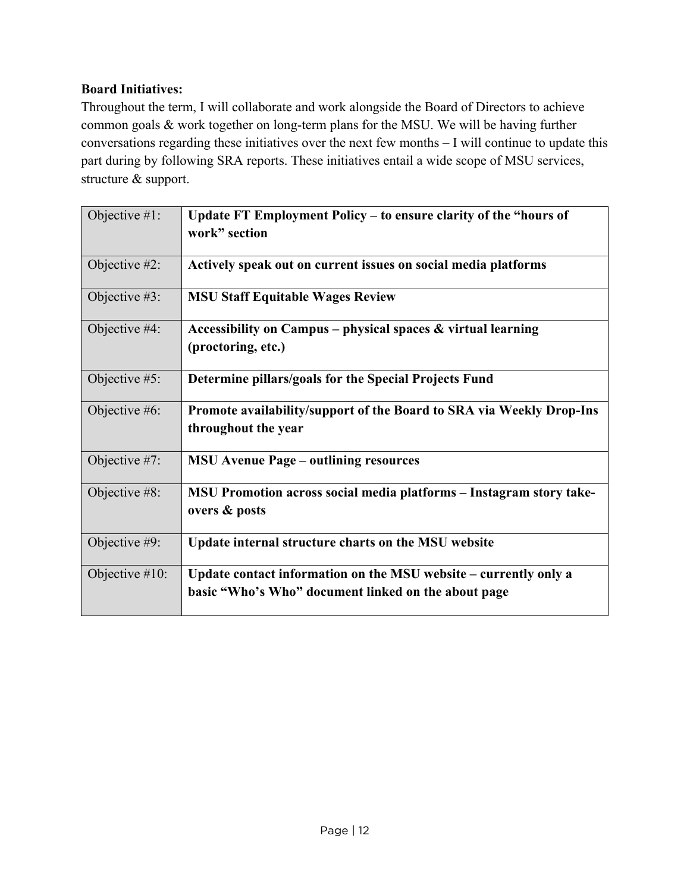**Board Initiatives:**

Throughout the term, I will collaborate and work alongside the Board of Directors to achieve common goals & work together on long-term plans for the MSU. We will be having further conversations regarding these initiatives over the next few months – I will continue to update this part during by following SRA reports. These initiatives entail a wide scope of MSU services, structure & support.

| | |
|---|---|
| Objective #1: | **Update FT Employment Policy – to ensure clarity of the "hours of work" section** |
| Objective #2: | **Actively speak out on current issues on social media platforms** |
| Objective #3: | **MSU Staff Equitable Wages Review** |
| Objective #4: | **Accessibility on Campus – physical spaces & virtual learning (proctoring, etc.)** |
| Objective #5: | **Determine pillars/goals for the Special Projects Fund** |
| Objective #6: | **Promote availability/support of the Board to SRA via Weekly Drop-Ins throughout the year** |
| Objective #7: | **MSU Avenue Page – outlining resources** |
| Objective #8: | **MSU Promotion across social media platforms – Instagram story take-overs & posts** |
| Objective #9: | **Update internal structure charts on the MSU website** |
| Objective #10: | **Update contact information on the MSU website – currently only a basic "Who's Who" document linked on the about page** |